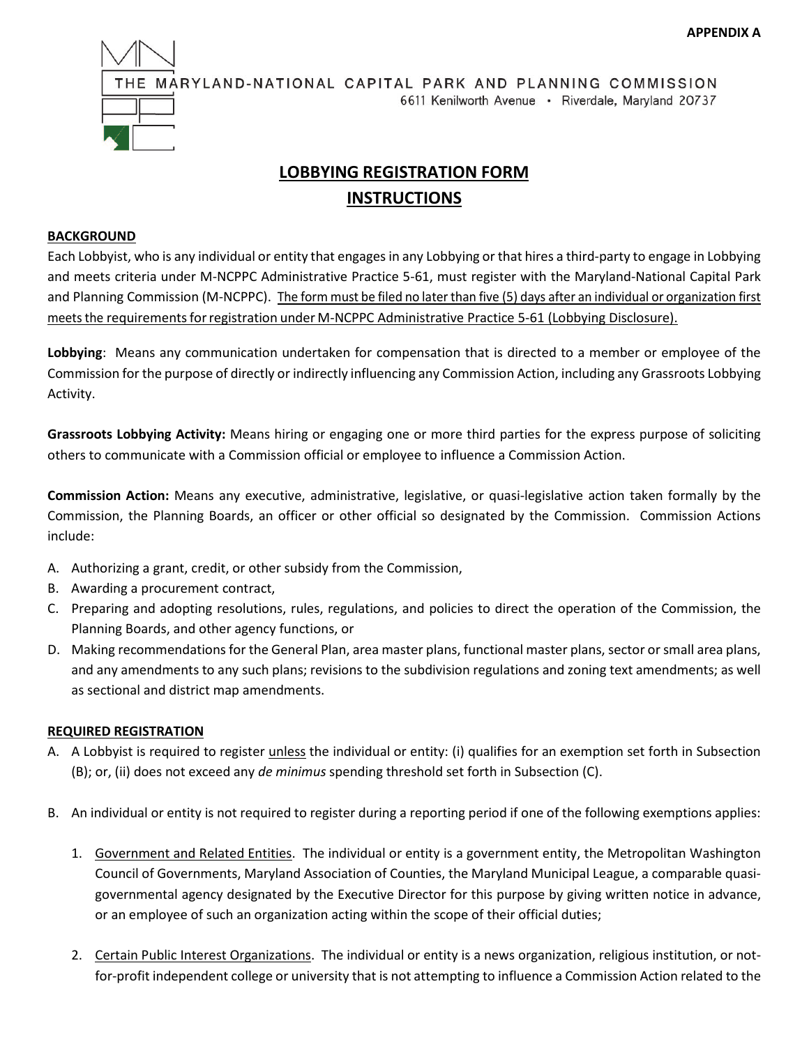**APPENDIX A**

THE MARYLAND-NATIONAL CAPITAL PARK AND PLANNING COMMISSION
6611 Kenilworth Avenue • Riverdale, Maryland 20737

# LOBBYING REGISTRATION FORM INSTRUCTIONS

## BACKGROUND

Each Lobbyist, who is any individual or entity that engages in any Lobbying or that hires a third-party to engage in Lobbying and meets criteria under M-NCPPC Administrative Practice 5-61, must register with the Maryland-National Capital Park and Planning Commission (M-NCPPC). The form must be filed no later than five (5) days after an individual or organization first meets the requirements for registration under M-NCPPC Administrative Practice 5-61 (Lobbying Disclosure).

**Lobbying**: Means any communication undertaken for compensation that is directed to a member or employee of the Commission for the purpose of directly or indirectly influencing any Commission Action, including any Grassroots Lobbying Activity.

**Grassroots Lobbying Activity:** Means hiring or engaging one or more third parties for the express purpose of soliciting others to communicate with a Commission official or employee to influence a Commission Action.

**Commission Action:** Means any executive, administrative, legislative, or quasi-legislative action taken formally by the Commission, the Planning Boards, an officer or other official so designated by the Commission. Commission Actions include:

A. Authorizing a grant, credit, or other subsidy from the Commission,
B. Awarding a procurement contract,
C. Preparing and adopting resolutions, rules, regulations, and policies to direct the operation of the Commission, the Planning Boards, and other agency functions, or
D. Making recommendations for the General Plan, area master plans, functional master plans, sector or small area plans, and any amendments to any such plans; revisions to the subdivision regulations and zoning text amendments; as well as sectional and district map amendments.

## REQUIRED REGISTRATION

A. A Lobbyist is required to register unless the individual or entity: (i) qualifies for an exemption set forth in Subsection (B); or, (ii) does not exceed any *de minimus* spending threshold set forth in Subsection (C).

B. An individual or entity is not required to register during a reporting period if one of the following exemptions applies:

   1. Government and Related Entities. The individual or entity is a government entity, the Metropolitan Washington Council of Governments, Maryland Association of Counties, the Maryland Municipal League, a comparable quasi-governmental agency designated by the Executive Director for this purpose by giving written notice in advance, or an employee of such an organization acting within the scope of their official duties;

   2. Certain Public Interest Organizations. The individual or entity is a news organization, religious institution, or not-for-profit independent college or university that is not attempting to influence a Commission Action related to the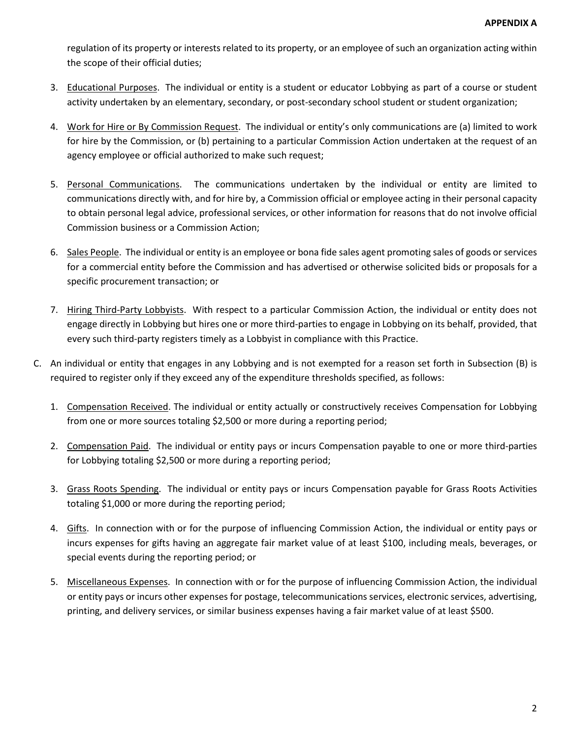regulation of its property or interests related to its property, or an employee of such an organization acting within the scope of their official duties;

3. Educational Purposes. The individual or entity is a student or educator Lobbying as part of a course or student activity undertaken by an elementary, secondary, or post-secondary school student or student organization;

4. Work for Hire or By Commission Request. The individual or entity's only communications are (a) limited to work for hire by the Commission, or (b) pertaining to a particular Commission Action undertaken at the request of an agency employee or official authorized to make such request;

5. Personal Communications. The communications undertaken by the individual or entity are limited to communications directly with, and for hire by, a Commission official or employee acting in their personal capacity to obtain personal legal advice, professional services, or other information for reasons that do not involve official Commission business or a Commission Action;

6. Sales People. The individual or entity is an employee or bona fide sales agent promoting sales of goods or services for a commercial entity before the Commission and has advertised or otherwise solicited bids or proposals for a specific procurement transaction; or

7. Hiring Third-Party Lobbyists. With respect to a particular Commission Action, the individual or entity does not engage directly in Lobbying but hires one or more third-parties to engage in Lobbying on its behalf, provided, that every such third-party registers timely as a Lobbyist in compliance with this Practice.

C. An individual or entity that engages in any Lobbying and is not exempted for a reason set forth in Subsection (B) is required to register only if they exceed any of the expenditure thresholds specified, as follows:

1. Compensation Received. The individual or entity actually or constructively receives Compensation for Lobbying from one or more sources totaling $2,500 or more during a reporting period;

2. Compensation Paid. The individual or entity pays or incurs Compensation payable to one or more third-parties for Lobbying totaling $2,500 or more during a reporting period;

3. Grass Roots Spending. The individual or entity pays or incurs Compensation payable for Grass Roots Activities totaling $1,000 or more during the reporting period;

4. Gifts. In connection with or for the purpose of influencing Commission Action, the individual or entity pays or incurs expenses for gifts having an aggregate fair market value of at least $100, including meals, beverages, or special events during the reporting period; or

5. Miscellaneous Expenses. In connection with or for the purpose of influencing Commission Action, the individual or entity pays or incurs other expenses for postage, telecommunications services, electronic services, advertising, printing, and delivery services, or similar business expenses having a fair market value of at least $500.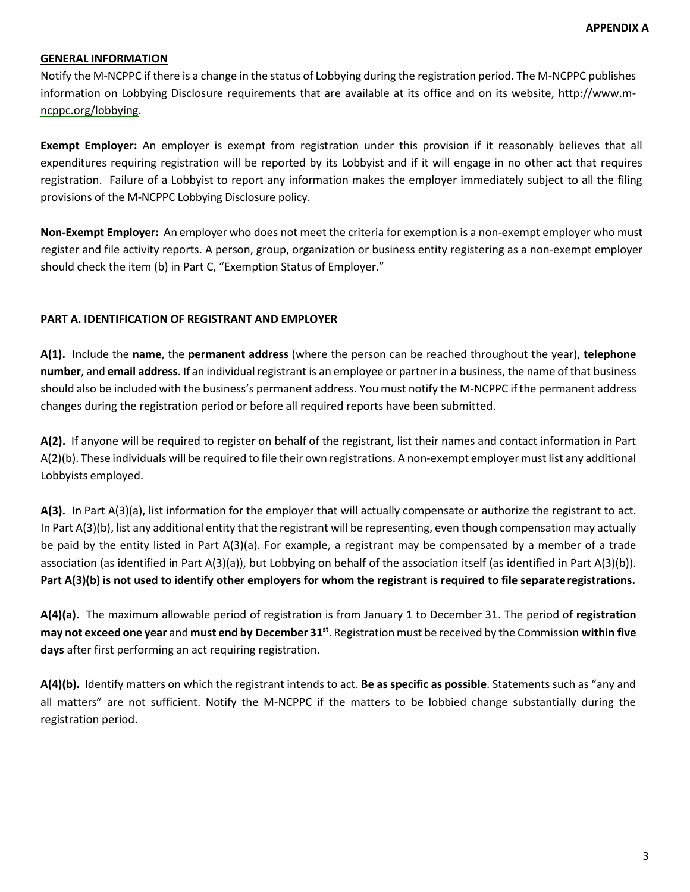**APPENDIX A**

## GENERAL INFORMATION

Notify the M-NCPPC if there is a change in the status of Lobbying during the registration period. The M-NCPPC publishes information on Lobbying Disclosure requirements that are available at its office and on its website, http://www.m-ncppc.org/lobbying.

**Exempt Employer:** An employer is exempt from registration under this provision if it reasonably believes that all expenditures requiring registration will be reported by its Lobbyist and if it will engage in no other act that requires registration. Failure of a Lobbyist to report any information makes the employer immediately subject to all the filing provisions of the M-NCPPC Lobbying Disclosure policy.

**Non-Exempt Employer:** An employer who does not meet the criteria for exemption is a non-exempt employer who must register and file activity reports. A person, group, organization or business entity registering as a non-exempt employer should check the item (b) in Part C, "Exemption Status of Employer."

## PART A. IDENTIFICATION OF REGISTRANT AND EMPLOYER

**A(1).** Include the **name**, the **permanent address** (where the person can be reached throughout the year), **telephone number**, and **email address**. If an individual registrant is an employee or partner in a business, the name of that business should also be included with the business's permanent address. You must notify the M-NCPPC if the permanent address changes during the registration period or before all required reports have been submitted.

**A(2).** If anyone will be required to register on behalf of the registrant, list their names and contact information in Part A(2)(b). These individuals will be required to file their own registrations. A non-exempt employer must list any additional Lobbyists employed.

**A(3).** In Part A(3)(a), list information for the employer that will actually compensate or authorize the registrant to act. In Part A(3)(b), list any additional entity that the registrant will be representing, even though compensation may actually be paid by the entity listed in Part A(3)(a). For example, a registrant may be compensated by a member of a trade association (as identified in Part A(3)(a)), but Lobbying on behalf of the association itself (as identified in Part A(3)(b)). **Part A(3)(b) is not used to identify other employers for whom the registrant is required to file separate registrations.**

**A(4)(a).** The maximum allowable period of registration is from January 1 to December 31. The period of **registration may not exceed one year** and **must end by December 31st**. Registration must be received by the Commission **within five days** after first performing an act requiring registration.

**A(4)(b).** Identify matters on which the registrant intends to act. **Be as specific as possible**. Statements such as "any and all matters" are not sufficient. Notify the M-NCPPC if the matters to be lobbied change substantially during the registration period.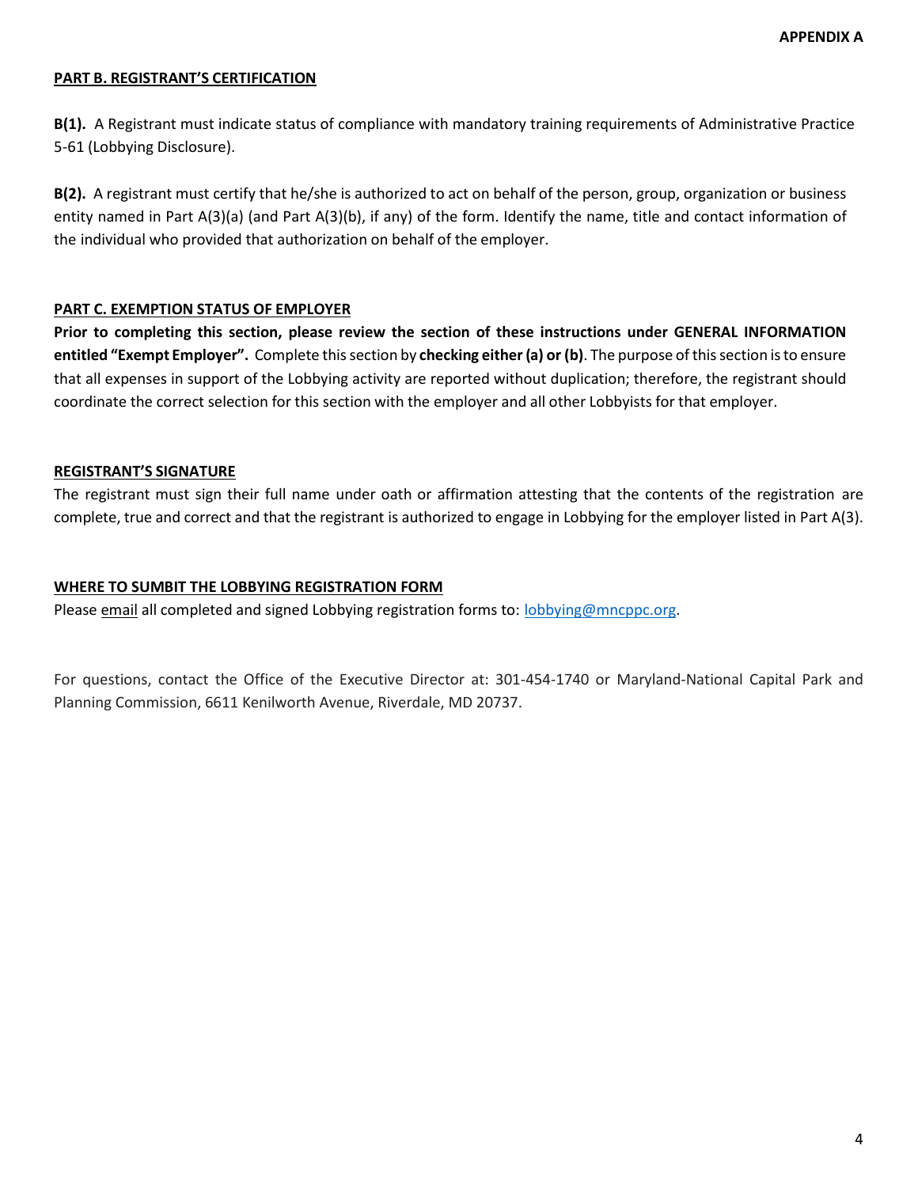**APPENDIX A**

## PART B. REGISTRANT'S CERTIFICATION

**B(1).** A Registrant must indicate status of compliance with mandatory training requirements of Administrative Practice 5-61 (Lobbying Disclosure).

**B(2).** A registrant must certify that he/she is authorized to act on behalf of the person, group, organization or business entity named in Part A(3)(a) (and Part A(3)(b), if any) of the form. Identify the name, title and contact information of the individual who provided that authorization on behalf of the employer.

## PART C. EXEMPTION STATUS OF EMPLOYER

**Prior to completing this section, please review the section of these instructions under GENERAL INFORMATION entitled "Exempt Employer".** Complete this section by **checking either (a) or (b)**. The purpose of this section is to ensure that all expenses in support of the Lobbying activity are reported without duplication; therefore, the registrant should coordinate the correct selection for this section with the employer and all other Lobbyists for that employer.

## REGISTRANT'S SIGNATURE

The registrant must sign their full name under oath or affirmation attesting that the contents of the registration are complete, true and correct and that the registrant is authorized to engage in Lobbying for the employer listed in Part A(3).

## WHERE TO SUMBIT THE LOBBYING REGISTRATION FORM

Please email all completed and signed Lobbying registration forms to: lobbying@mncppc.org.

For questions, contact the Office of the Executive Director at: 301-454-1740 or Maryland-National Capital Park and Planning Commission, 6611 Kenilworth Avenue, Riverdale, MD 20737.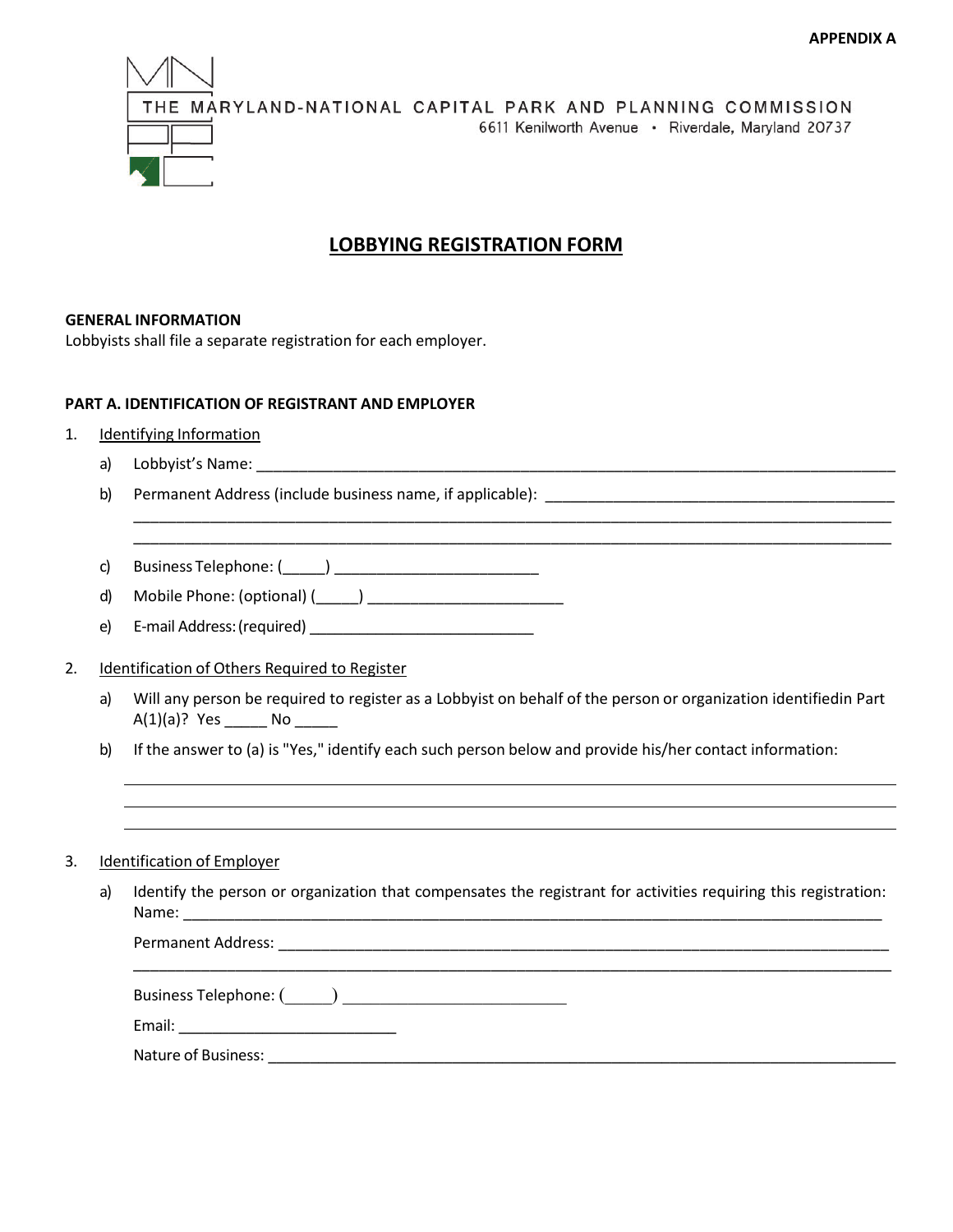APPENDIX A

THE MARYLAND-NATIONAL CAPITAL PARK AND PLANNING COMMISSION
6611 Kenilworth Avenue • Riverdale, Maryland 20737

# LOBBYING REGISTRATION FORM

**GENERAL INFORMATION**
Lobbyists shall file a separate registration for each employer.

**PART A. IDENTIFICATION OF REGISTRANT AND EMPLOYER**

1. Identifying Information
   a) Lobbyist's Name: ______________________________________________
   b) Permanent Address (include business name, if applicable): ______________________________________________
   ______________________________________________
   ______________________________________________
   c) Business Telephone: (_____) ________________________
   d) Mobile Phone: (optional) (_____) ________________________
   e) E-mail Address: (required) ___________________________

2. Identification of Others Required to Register
   a) Will any person be required to register as a Lobbyist on behalf of the person or organization identifiedin Part A(1)(a)? Yes _____ No _____
   b) If the answer to (a) is "Yes," identify each such person below and provide his/her contact information:
   ______________________________________________
   ______________________________________________
   ______________________________________________

3. Identification of Employer
   a) Identify the person or organization that compensates the registrant for activities requiring this registration:
   Name: ______________________________________________
   Permanent Address: ______________________________________________
   ______________________________________________
   Business Telephone: (______) ___________________________
   Email: __________________________
   Nature of Business: ______________________________________________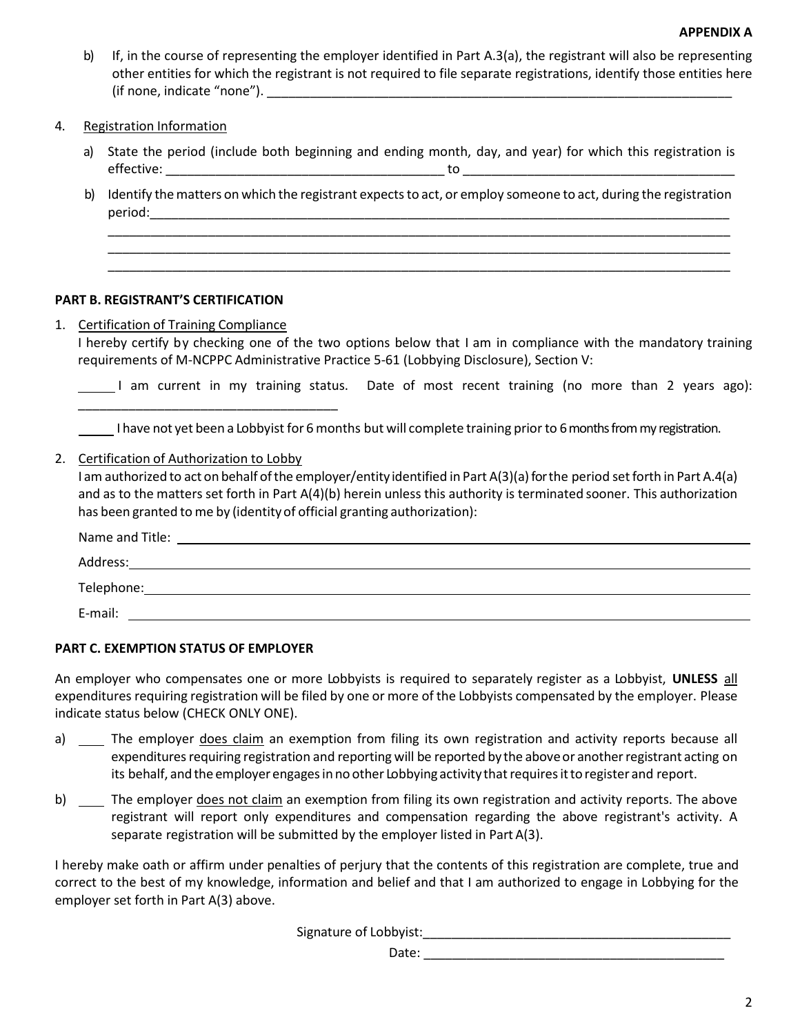**APPENDIX A**

b) If, in the course of representing the employer identified in Part A.3(a), the registrant will also be representing other entities for which the registrant is not required to file separate registrations, identify those entities here (if none, indicate "none"). ____________________________________________________________________

4. Registration Information

   a) State the period (include both beginning and ending month, day, and year) for which this registration is effective: _______________________________________ to _______________________________________

   b) Identify the matters on which the registrant expects to act, or employ someone to act, during the registration period:_________________________________________________________________________________
   _____________________________________________________________________________________________
   _____________________________________________________________________________________________
   _____________________________________________________________________________________________

**PART B. REGISTRANT'S CERTIFICATION**

1. Certification of Training Compliance

   I hereby certify by checking one of the two options below that I am in compliance with the mandatory training requirements of M-NCPPC Administrative Practice 5-61 (Lobbying Disclosure), Section V:

   _____ I am current in my training status. Date of most recent training (no more than 2 years ago): ___________________________________

   _____ I have not yet been a Lobbyist for 6 months but will complete training prior to 6 months from my registration.

2. Certification of Authorization to Lobby

   I am authorized to act on behalf of the employer/entity identified in Part A(3)(a) for the period set forth in Part A.4(a) and as to the matters set forth in Part A(4)(b) herein unless this authority is terminated sooner. This authorization has been granted to me by (identity of official granting authorization):

   Name and Title: ____________________________________________

   Address: ____________________________________________

   Telephone: ____________________________________________

   E-mail: ____________________________________________

**PART C. EXEMPTION STATUS OF EMPLOYER**

An employer who compensates one or more Lobbyists is required to separately register as a Lobbyist, **UNLESS** all expenditures requiring registration will be filed by one or more of the Lobbyists compensated by the employer. Please indicate status below (CHECK ONLY ONE).

a) ____ The employer does claim an exemption from filing its own registration and activity reports because all expenditures requiring registration and reporting will be reported by the above or another registrant acting on its behalf, and the employer engages in no other Lobbying activity that requires it to register and report.

b) ____ The employer does not claim an exemption from filing its own registration and activity reports. The above registrant will report only expenditures and compensation regarding the above registrant's activity. A separate registration will be submitted by the employer listed in Part A(3).

I hereby make oath or affirm under penalties of perjury that the contents of this registration are complete, true and correct to the best of my knowledge, information and belief and that I am authorized to engage in Lobbying for the employer set forth in Part A(3) above.

Signature of Lobbyist:_____________________________________________

Date: ____________________________________________